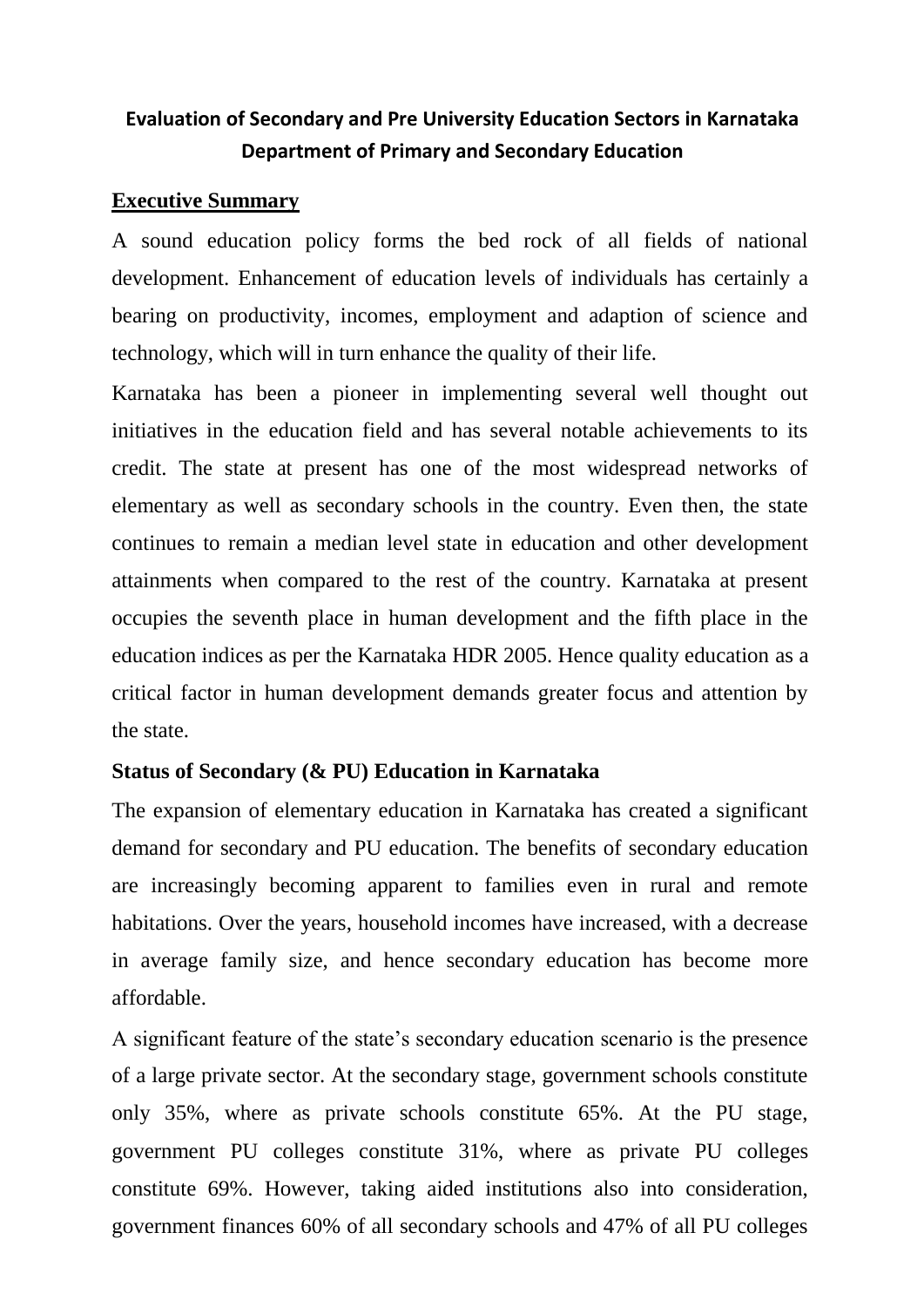# Evaluation of Secondary and Pre University Education Sectors in Karnataka
## Department of Primary and Secondary Education

## Executive Summary

A sound education policy forms the bed rock of all fields of national development. Enhancement of education levels of individuals has certainly a bearing on productivity, incomes, employment and adaption of science and technology, which will in turn enhance the quality of their life.

Karnataka has been a pioneer in implementing several well thought out initiatives in the education field and has several notable achievements to its credit. The state at present has one of the most widespread networks of elementary as well as secondary schools in the country. Even then, the state continues to remain a median level state in education and other development attainments when compared to the rest of the country. Karnataka at present occupies the seventh place in human development and the fifth place in the education indices as per the Karnataka HDR 2005. Hence quality education as a critical factor in human development demands greater focus and attention by the state.

### Status of Secondary (& PU) Education in Karnataka

The expansion of elementary education in Karnataka has created a significant demand for secondary and PU education. The benefits of secondary education are increasingly becoming apparent to families even in rural and remote habitations. Over the years, household incomes have increased, with a decrease in average family size, and hence secondary education has become more affordable.

A significant feature of the state's secondary education scenario is the presence of a large private sector. At the secondary stage, government schools constitute only 35%, where as private schools constitute 65%. At the PU stage, government PU colleges constitute 31%, where as private PU colleges constitute 69%. However, taking aided institutions also into consideration, government finances 60% of all secondary schools and 47% of all PU colleges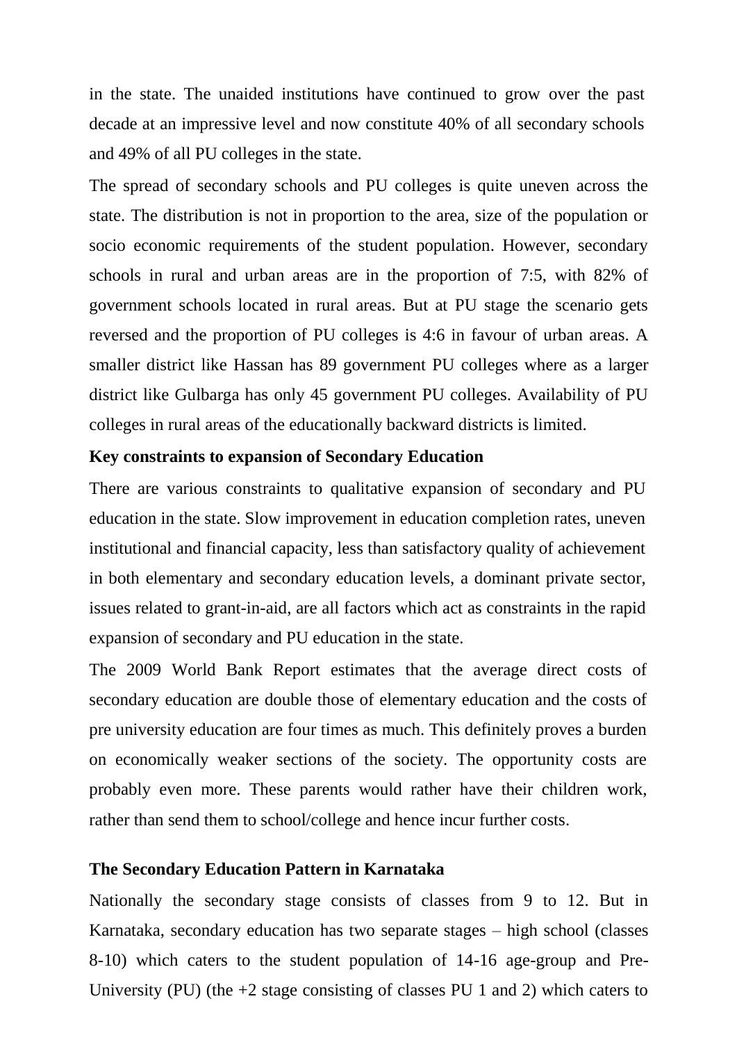in the state. The unaided institutions have continued to grow over the past decade at an impressive level and now constitute 40% of all secondary schools and 49% of all PU colleges in the state.

The spread of secondary schools and PU colleges is quite uneven across the state. The distribution is not in proportion to the area, size of the population or socio economic requirements of the student population. However, secondary schools in rural and urban areas are in the proportion of 7:5, with 82% of government schools located in rural areas. But at PU stage the scenario gets reversed and the proportion of PU colleges is 4:6 in favour of urban areas. A smaller district like Hassan has 89 government PU colleges where as a larger district like Gulbarga has only 45 government PU colleges. Availability of PU colleges in rural areas of the educationally backward districts is limited.

**Key constraints to expansion of Secondary Education**

There are various constraints to qualitative expansion of secondary and PU education in the state. Slow improvement in education completion rates, uneven institutional and financial capacity, less than satisfactory quality of achievement in both elementary and secondary education levels, a dominant private sector, issues related to grant-in-aid, are all factors which act as constraints in the rapid expansion of secondary and PU education in the state.

The 2009 World Bank Report estimates that the average direct costs of secondary education are double those of elementary education and the costs of pre university education are four times as much. This definitely proves a burden on economically weaker sections of the society. The opportunity costs are probably even more. These parents would rather have their children work, rather than send them to school/college and hence incur further costs.

**The Secondary Education Pattern in Karnataka**

Nationally the secondary stage consists of classes from 9 to 12. But in Karnataka, secondary education has two separate stages – high school (classes 8-10) which caters to the student population of 14-16 age-group and Pre-University (PU) (the +2 stage consisting of classes PU 1 and 2) which caters to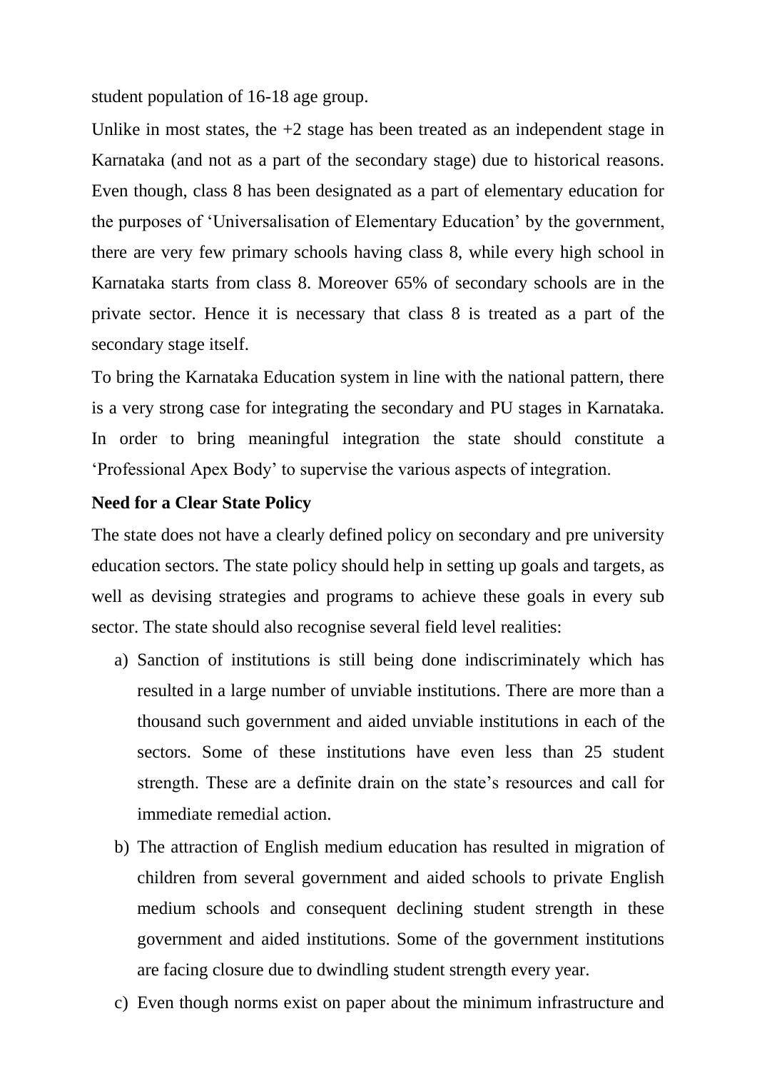student population of 16-18 age group.

Unlike in most states, the +2 stage has been treated as an independent stage in Karnataka (and not as a part of the secondary stage) due to historical reasons. Even though, class 8 has been designated as a part of elementary education for the purposes of 'Universalisation of Elementary Education' by the government, there are very few primary schools having class 8, while every high school in Karnataka starts from class 8. Moreover 65% of secondary schools are in the private sector. Hence it is necessary that class 8 is treated as a part of the secondary stage itself.

To bring the Karnataka Education system in line with the national pattern, there is a very strong case for integrating the secondary and PU stages in Karnataka. In order to bring meaningful integration the state should constitute a 'Professional Apex Body' to supervise the various aspects of integration.

**Need for a Clear State Policy**

The state does not have a clearly defined policy on secondary and pre university education sectors. The state policy should help in setting up goals and targets, as well as devising strategies and programs to achieve these goals in every sub sector. The state should also recognise several field level realities:

a) Sanction of institutions is still being done indiscriminately which has resulted in a large number of unviable institutions. There are more than a thousand such government and aided unviable institutions in each of the sectors. Some of these institutions have even less than 25 student strength. These are a definite drain on the state's resources and call for immediate remedial action.

b) The attraction of English medium education has resulted in migration of children from several government and aided schools to private English medium schools and consequent declining student strength in these government and aided institutions. Some of the government institutions are facing closure due to dwindling student strength every year.

c) Even though norms exist on paper about the minimum infrastructure and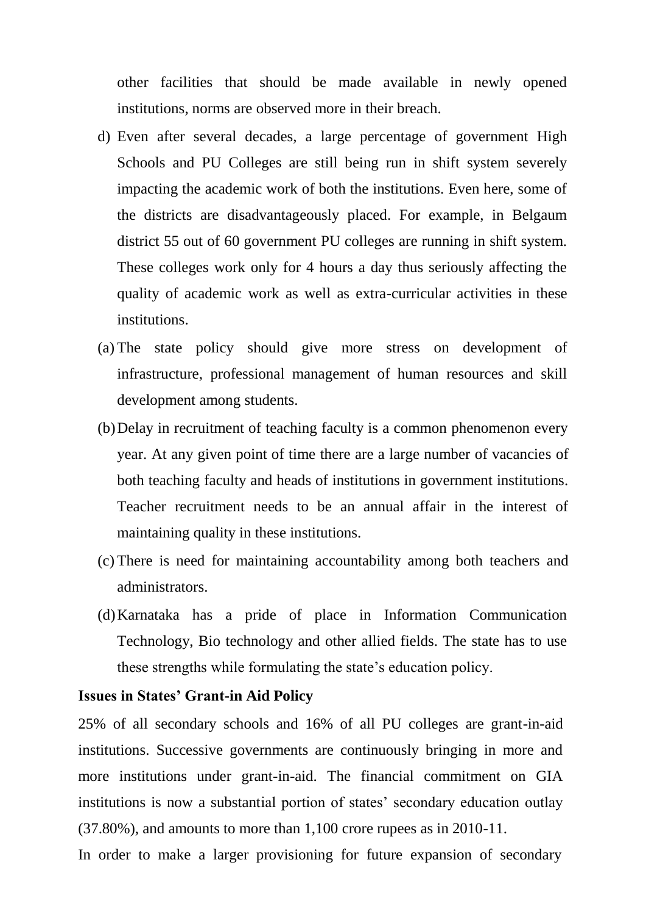other facilities that should be made available in newly opened institutions, norms are observed more in their breach.

d) Even after several decades, a large percentage of government High Schools and PU Colleges are still being run in shift system severely impacting the academic work of both the institutions. Even here, some of the districts are disadvantageously placed. For example, in Belgaum district 55 out of 60 government PU colleges are running in shift system. These colleges work only for 4 hours a day thus seriously affecting the quality of academic work as well as extra-curricular activities in these institutions.

(a) The state policy should give more stress on development of infrastructure, professional management of human resources and skill development among students.

(b) Delay in recruitment of teaching faculty is a common phenomenon every year. At any given point of time there are a large number of vacancies of both teaching faculty and heads of institutions in government institutions. Teacher recruitment needs to be an annual affair in the interest of maintaining quality in these institutions.

(c) There is need for maintaining accountability among both teachers and administrators.

(d) Karnataka has a pride of place in Information Communication Technology, Bio technology and other allied fields. The state has to use these strengths while formulating the state's education policy.

**Issues in States' Grant-in Aid Policy**

25% of all secondary schools and 16% of all PU colleges are grant-in-aid institutions. Successive governments are continuously bringing in more and more institutions under grant-in-aid. The financial commitment on GIA institutions is now a substantial portion of states' secondary education outlay (37.80%), and amounts to more than 1,100 crore rupees as in 2010-11.

In order to make a larger provisioning for future expansion of secondary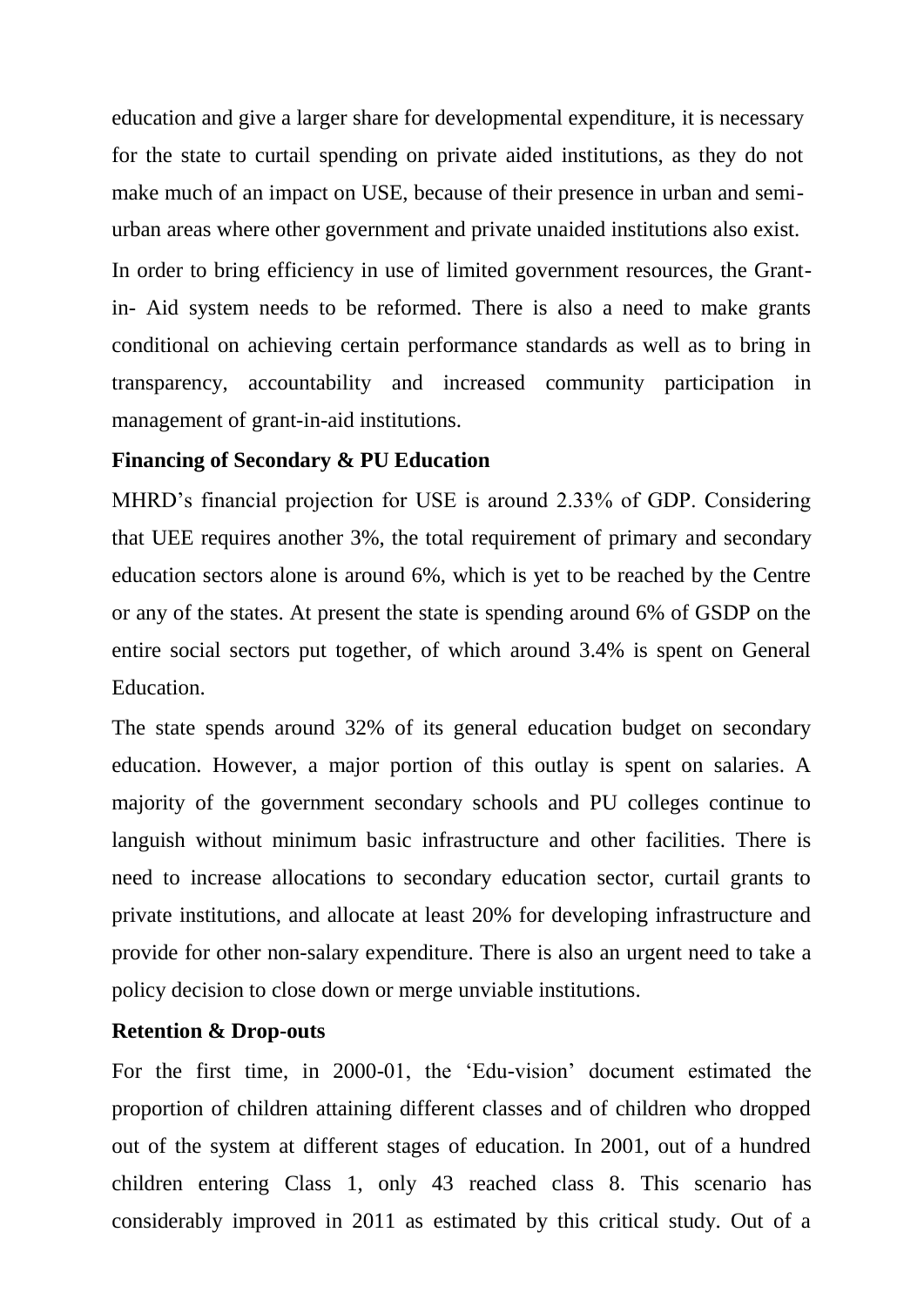education and give a larger share for developmental expenditure, it is necessary for the state to curtail spending on private aided institutions, as they do not make much of an impact on USE, because of their presence in urban and semi-urban areas where other government and private unaided institutions also exist.

In order to bring efficiency in use of limited government resources, the Grant-in- Aid system needs to be reformed. There is also a need to make grants conditional on achieving certain performance standards as well as to bring in transparency, accountability and increased community participation in management of grant-in-aid institutions.

**Financing of Secondary & PU Education**

MHRD's financial projection for USE is around 2.33% of GDP. Considering that UEE requires another 3%, the total requirement of primary and secondary education sectors alone is around 6%, which is yet to be reached by the Centre or any of the states. At present the state is spending around 6% of GSDP on the entire social sectors put together, of which around 3.4% is spent on General Education.

The state spends around 32% of its general education budget on secondary education. However, a major portion of this outlay is spent on salaries. A majority of the government secondary schools and PU colleges continue to languish without minimum basic infrastructure and other facilities. There is need to increase allocations to secondary education sector, curtail grants to private institutions, and allocate at least 20% for developing infrastructure and provide for other non-salary expenditure. There is also an urgent need to take a policy decision to close down or merge unviable institutions.

**Retention & Drop-outs**

For the first time, in 2000-01, the 'Edu-vision' document estimated the proportion of children attaining different classes and of children who dropped out of the system at different stages of education. In 2001, out of a hundred children entering Class 1, only 43 reached class 8. This scenario has considerably improved in 2011 as estimated by this critical study. Out of a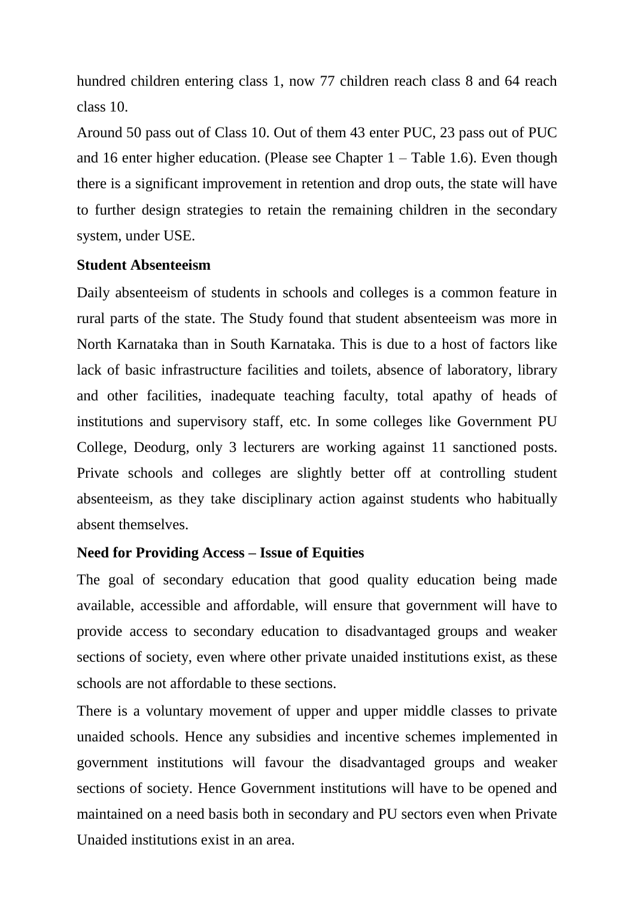hundred children entering class 1, now 77 children reach class 8 and 64 reach class 10.

Around 50 pass out of Class 10. Out of them 43 enter PUC, 23 pass out of PUC and 16 enter higher education. (Please see Chapter 1 – Table 1.6). Even though there is a significant improvement in retention and drop outs, the state will have to further design strategies to retain the remaining children in the secondary system, under USE.

**Student Absenteeism**

Daily absenteeism of students in schools and colleges is a common feature in rural parts of the state. The Study found that student absenteeism was more in North Karnataka than in South Karnataka. This is due to a host of factors like lack of basic infrastructure facilities and toilets, absence of laboratory, library and other facilities, inadequate teaching faculty, total apathy of heads of institutions and supervisory staff, etc. In some colleges like Government PU College, Deodurg, only 3 lecturers are working against 11 sanctioned posts. Private schools and colleges are slightly better off at controlling student absenteeism, as they take disciplinary action against students who habitually absent themselves.

**Need for Providing Access – Issue of Equities**

The goal of secondary education that good quality education being made available, accessible and affordable, will ensure that government will have to provide access to secondary education to disadvantaged groups and weaker sections of society, even where other private unaided institutions exist, as these schools are not affordable to these sections.

There is a voluntary movement of upper and upper middle classes to private unaided schools. Hence any subsidies and incentive schemes implemented in government institutions will favour the disadvantaged groups and weaker sections of society. Hence Government institutions will have to be opened and maintained on a need basis both in secondary and PU sectors even when Private Unaided institutions exist in an area.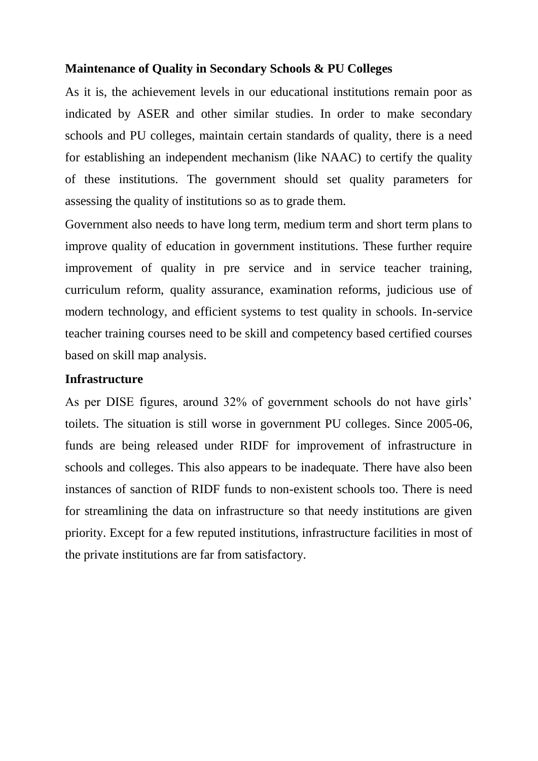**Maintenance of Quality in Secondary Schools & PU Colleges**

As it is, the achievement levels in our educational institutions remain poor as indicated by ASER and other similar studies. In order to make secondary schools and PU colleges, maintain certain standards of quality, there is a need for establishing an independent mechanism (like NAAC) to certify the quality of these institutions. The government should set quality parameters for assessing the quality of institutions so as to grade them.

Government also needs to have long term, medium term and short term plans to improve quality of education in government institutions. These further require improvement of quality in pre service and in service teacher training, curriculum reform, quality assurance, examination reforms, judicious use of modern technology, and efficient systems to test quality in schools. In-service teacher training courses need to be skill and competency based certified courses based on skill map analysis.

**Infrastructure**

As per DISE figures, around 32% of government schools do not have girls' toilets. The situation is still worse in government PU colleges. Since 2005-06, funds are being released under RIDF for improvement of infrastructure in schools and colleges. This also appears to be inadequate. There have also been instances of sanction of RIDF funds to non-existent schools too. There is need for streamlining the data on infrastructure so that needy institutions are given priority. Except for a few reputed institutions, infrastructure facilities in most of the private institutions are far from satisfactory.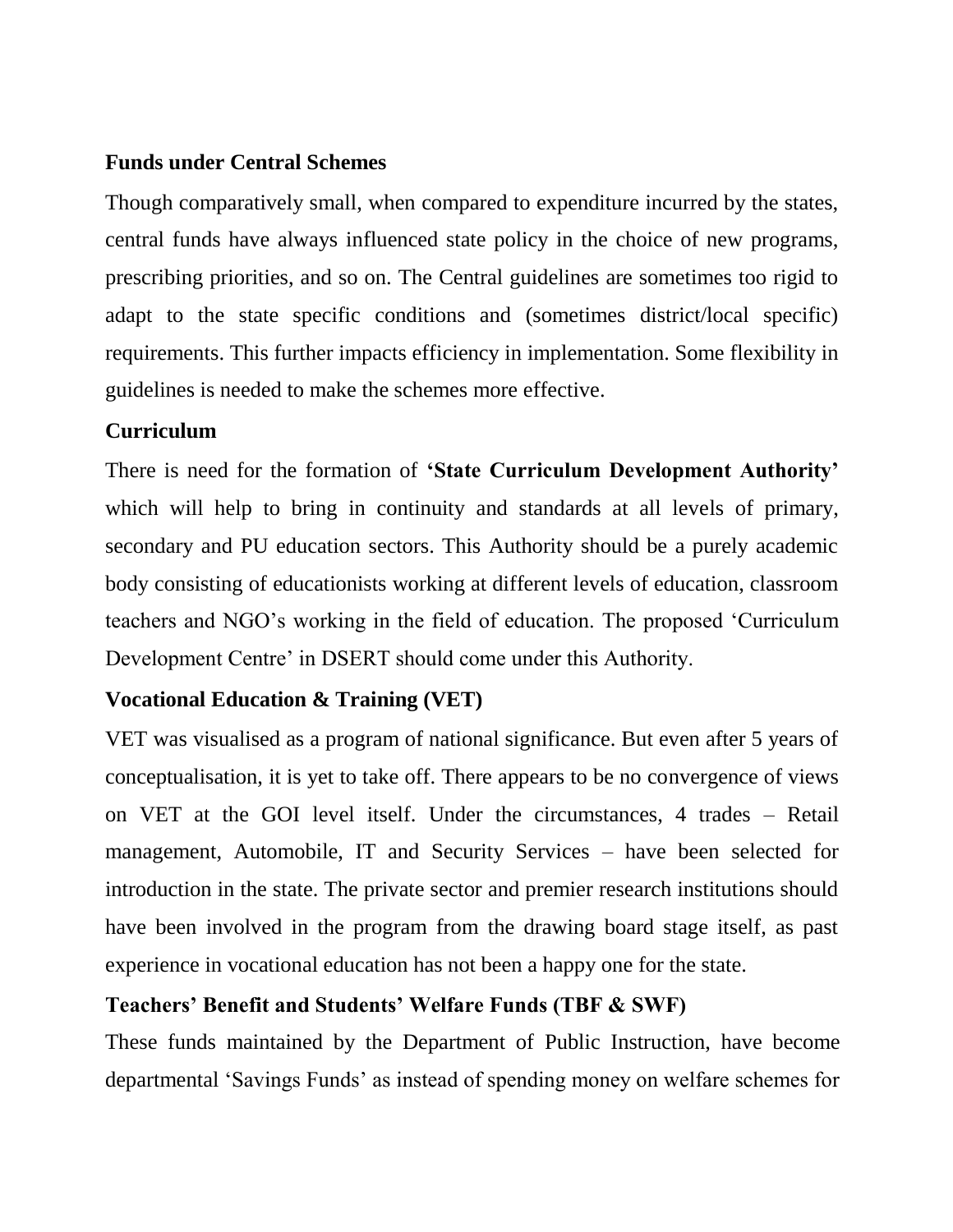**Funds under Central Schemes**

Though comparatively small, when compared to expenditure incurred by the states, central funds have always influenced state policy in the choice of new programs, prescribing priorities, and so on. The Central guidelines are sometimes too rigid to adapt to the state specific conditions and (sometimes district/local specific) requirements. This further impacts efficiency in implementation. Some flexibility in guidelines is needed to make the schemes more effective.

**Curriculum**

There is need for the formation of **'State Curriculum Development Authority'** which will help to bring in continuity and standards at all levels of primary, secondary and PU education sectors. This Authority should be a purely academic body consisting of educationists working at different levels of education, classroom teachers and NGO's working in the field of education. The proposed 'Curriculum Development Centre' in DSERT should come under this Authority.

**Vocational Education & Training (VET)**

VET was visualised as a program of national significance. But even after 5 years of conceptualisation, it is yet to take off. There appears to be no convergence of views on VET at the GOI level itself. Under the circumstances, 4 trades – Retail management, Automobile, IT and Security Services – have been selected for introduction in the state. The private sector and premier research institutions should have been involved in the program from the drawing board stage itself, as past experience in vocational education has not been a happy one for the state.

**Teachers' Benefit and Students' Welfare Funds (TBF & SWF)**

These funds maintained by the Department of Public Instruction, have become departmental 'Savings Funds' as instead of spending money on welfare schemes for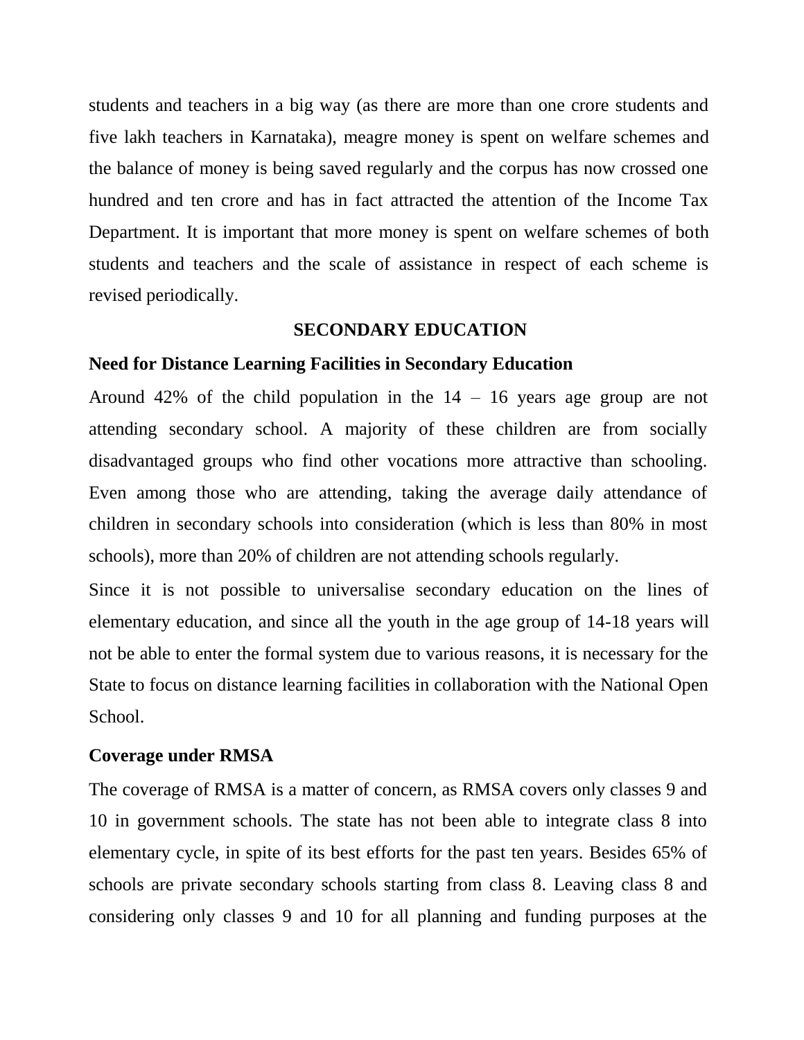students and teachers in a big way (as there are more than one crore students and five lakh teachers in Karnataka), meagre money is spent on welfare schemes and the balance of money is being saved regularly and the corpus has now crossed one hundred and ten crore and has in fact attracted the attention of the Income Tax Department. It is important that more money is spent on welfare schemes of both students and teachers and the scale of assistance in respect of each scheme is revised periodically.

## SECONDARY EDUCATION

### Need for Distance Learning Facilities in Secondary Education

Around 42% of the child population in the 14 – 16 years age group are not attending secondary school. A majority of these children are from socially disadvantaged groups who find other vocations more attractive than schooling. Even among those who are attending, taking the average daily attendance of children in secondary schools into consideration (which is less than 80% in most schools), more than 20% of children are not attending schools regularly.

Since it is not possible to universalise secondary education on the lines of elementary education, and since all the youth in the age group of 14-18 years will not be able to enter the formal system due to various reasons, it is necessary for the State to focus on distance learning facilities in collaboration with the National Open School.

### Coverage under RMSA

The coverage of RMSA is a matter of concern, as RMSA covers only classes 9 and 10 in government schools. The state has not been able to integrate class 8 into elementary cycle, in spite of its best efforts for the past ten years. Besides 65% of schools are private secondary schools starting from class 8. Leaving class 8 and considering only classes 9 and 10 for all planning and funding purposes at the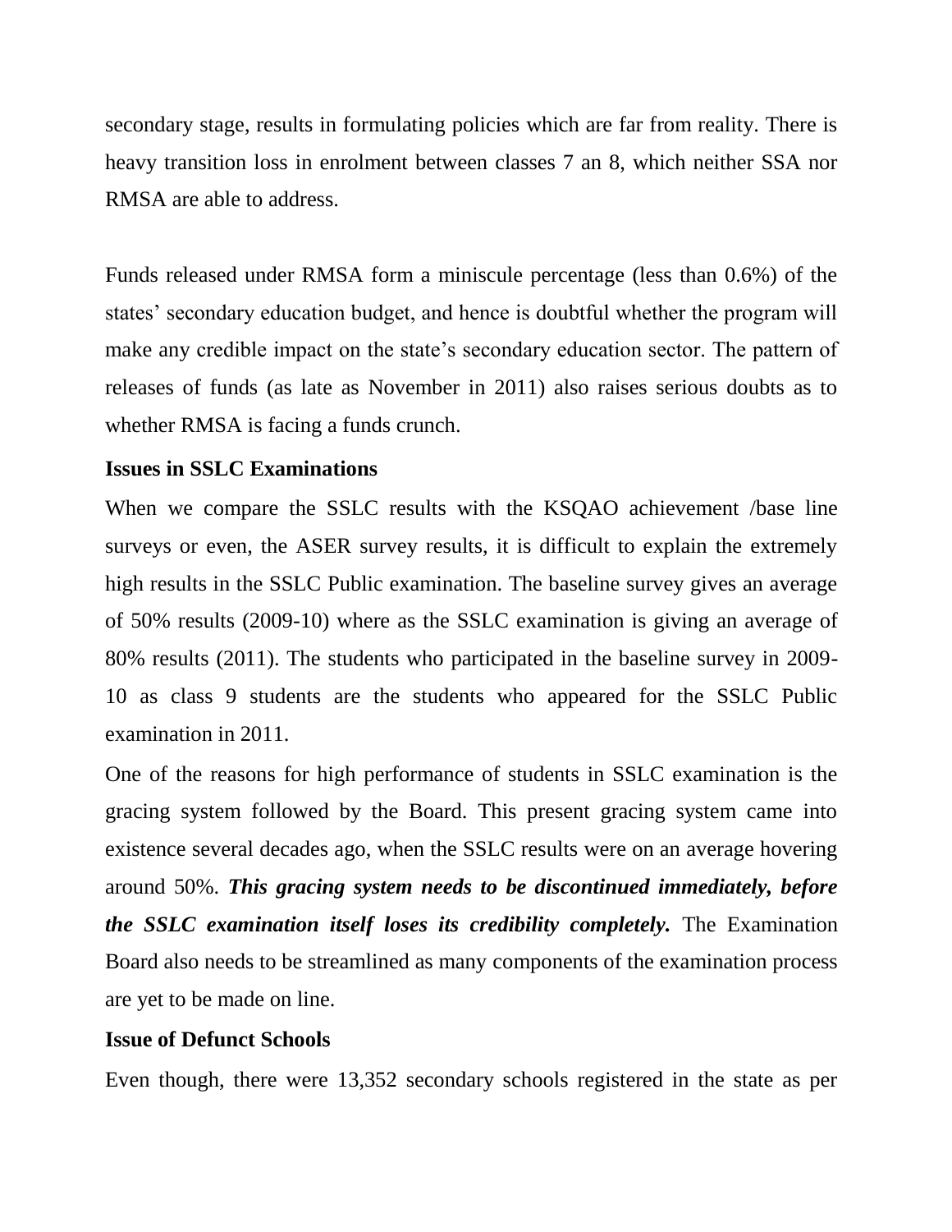secondary stage, results in formulating policies which are far from reality. There is heavy transition loss in enrolment between classes 7 an 8, which neither SSA nor RMSA are able to address.

Funds released under RMSA form a miniscule percentage (less than 0.6%) of the states' secondary education budget, and hence is doubtful whether the program will make any credible impact on the state's secondary education sector. The pattern of releases of funds (as late as November in 2011) also raises serious doubts as to whether RMSA is facing a funds crunch.

**Issues in SSLC Examinations**

When we compare the SSLC results with the KSQAO achievement /base line surveys or even, the ASER survey results, it is difficult to explain the extremely high results in the SSLC Public examination. The baseline survey gives an average of 50% results (2009-10) where as the SSLC examination is giving an average of 80% results (2011). The students who participated in the baseline survey in 2009-10 as class 9 students are the students who appeared for the SSLC Public examination in 2011.

One of the reasons for high performance of students in SSLC examination is the gracing system followed by the Board. This present gracing system came into existence several decades ago, when the SSLC results were on an average hovering around 50%. ***This gracing system needs to be discontinued immediately, before the SSLC examination itself loses its credibility completely.*** The Examination Board also needs to be streamlined as many components of the examination process are yet to be made on line.

**Issue of Defunct Schools**

Even though, there were 13,352 secondary schools registered in the state as per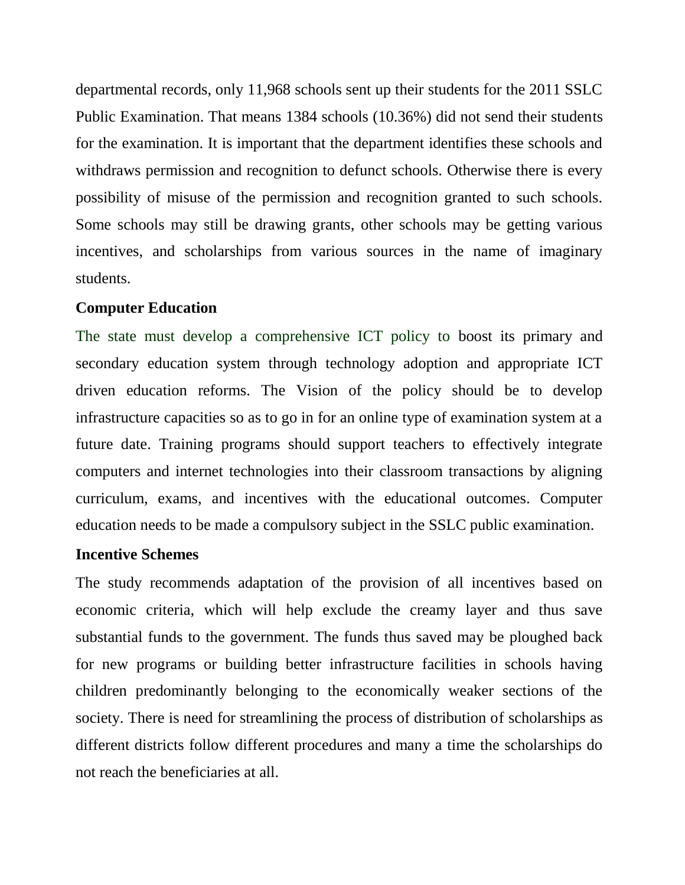departmental records, only 11,968 schools sent up their students for the 2011 SSLC Public Examination. That means 1384 schools (10.36%) did not send their students for the examination. It is important that the department identifies these schools and withdraws permission and recognition to defunct schools. Otherwise there is every possibility of misuse of the permission and recognition granted to such schools. Some schools may still be drawing grants, other schools may be getting various incentives, and scholarships from various sources in the name of imaginary students.

**Computer Education**

The state must develop a comprehensive ICT policy to boost its primary and secondary education system through technology adoption and appropriate ICT driven education reforms. The Vision of the policy should be to develop infrastructure capacities so as to go in for an online type of examination system at a future date. Training programs should support teachers to effectively integrate computers and internet technologies into their classroom transactions by aligning curriculum, exams, and incentives with the educational outcomes. Computer education needs to be made a compulsory subject in the SSLC public examination.

**Incentive Schemes**

The study recommends adaptation of the provision of all incentives based on economic criteria, which will help exclude the creamy layer and thus save substantial funds to the government. The funds thus saved may be ploughed back for new programs or building better infrastructure facilities in schools having children predominantly belonging to the economically weaker sections of the society. There is need for streamlining the process of distribution of scholarships as different districts follow different procedures and many a time the scholarships do not reach the beneficiaries at all.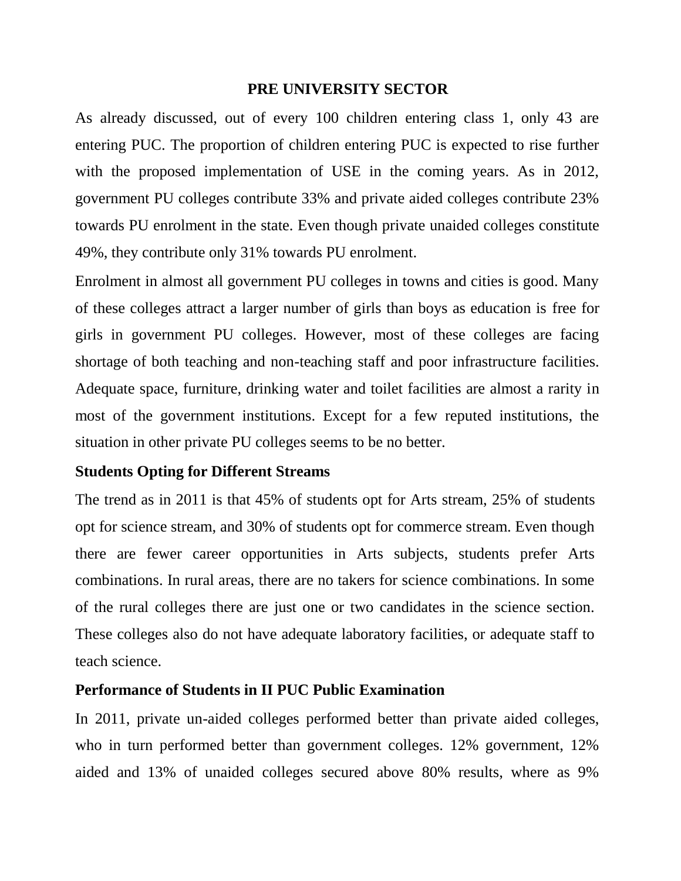## PRE UNIVERSITY SECTOR

As already discussed, out of every 100 children entering class 1, only 43 are entering PUC. The proportion of children entering PUC is expected to rise further with the proposed implementation of USE in the coming years. As in 2012, government PU colleges contribute 33% and private aided colleges contribute 23% towards PU enrolment in the state. Even though private unaided colleges constitute 49%, they contribute only 31% towards PU enrolment.

Enrolment in almost all government PU colleges in towns and cities is good. Many of these colleges attract a larger number of girls than boys as education is free for girls in government PU colleges. However, most of these colleges are facing shortage of both teaching and non-teaching staff and poor infrastructure facilities. Adequate space, furniture, drinking water and toilet facilities are almost a rarity in most of the government institutions. Except for a few reputed institutions, the situation in other private PU colleges seems to be no better.

### Students Opting for Different Streams

The trend as in 2011 is that 45% of students opt for Arts stream, 25% of students opt for science stream, and 30% of students opt for commerce stream. Even though there are fewer career opportunities in Arts subjects, students prefer Arts combinations. In rural areas, there are no takers for science combinations. In some of the rural colleges there are just one or two candidates in the science section. These colleges also do not have adequate laboratory facilities, or adequate staff to teach science.

### Performance of Students in II PUC Public Examination

In 2011, private un-aided colleges performed better than private aided colleges, who in turn performed better than government colleges. 12% government, 12% aided and 13% of unaided colleges secured above 80% results, where as 9%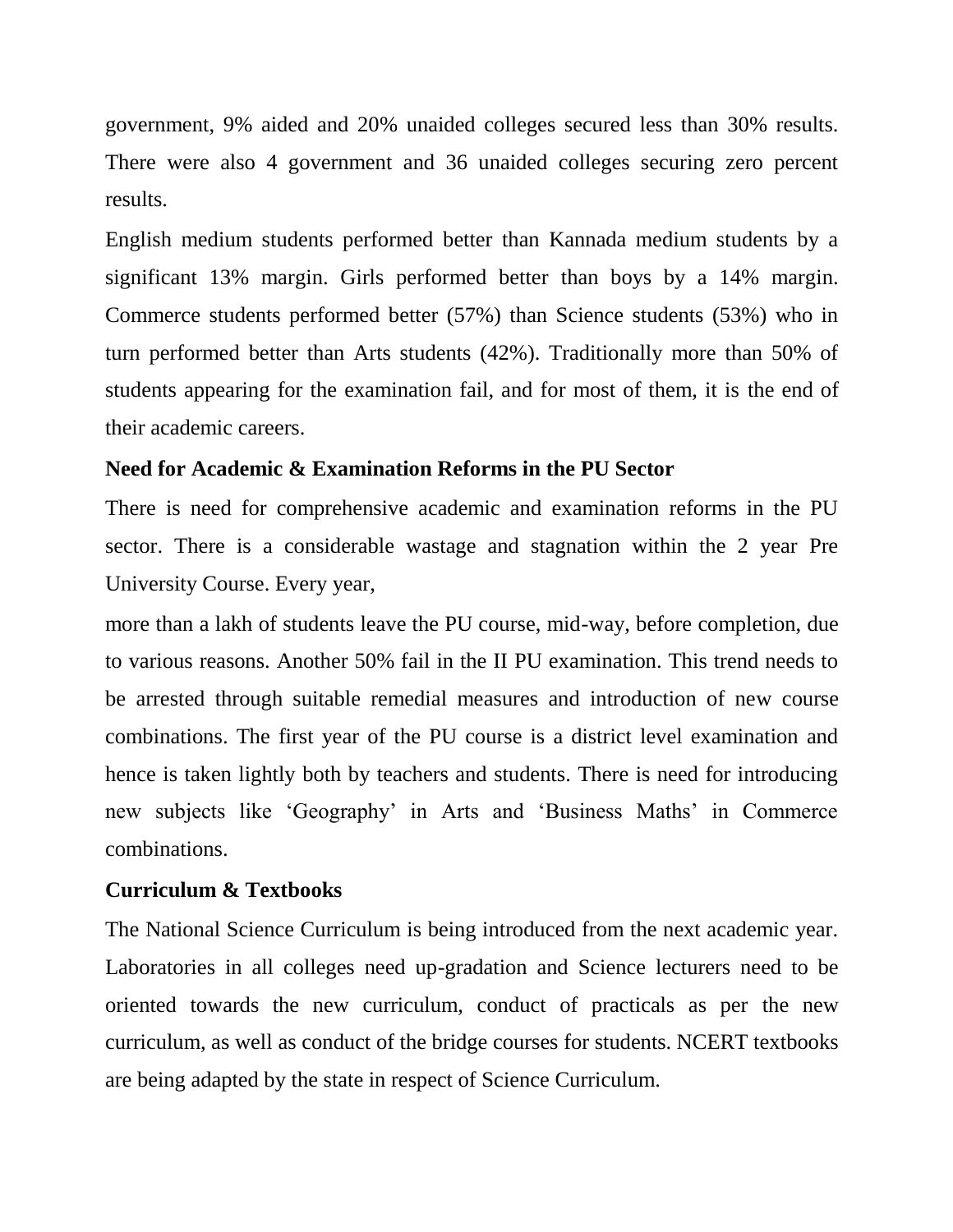government, 9% aided and 20% unaided colleges secured less than 30% results. There were also 4 government and 36 unaided colleges securing zero percent results.

English medium students performed better than Kannada medium students by a significant 13% margin. Girls performed better than boys by a 14% margin. Commerce students performed better (57%) than Science students (53%) who in turn performed better than Arts students (42%). Traditionally more than 50% of students appearing for the examination fail, and for most of them, it is the end of their academic careers.

**Need for Academic & Examination Reforms in the PU Sector**

There is need for comprehensive academic and examination reforms in the PU sector. There is a considerable wastage and stagnation within the 2 year Pre University Course. Every year,

more than a lakh of students leave the PU course, mid-way, before completion, due to various reasons. Another 50% fail in the II PU examination. This trend needs to be arrested through suitable remedial measures and introduction of new course combinations. The first year of the PU course is a district level examination and hence is taken lightly both by teachers and students. There is need for introducing new subjects like 'Geography' in Arts and 'Business Maths' in Commerce combinations.

**Curriculum & Textbooks**

The National Science Curriculum is being introduced from the next academic year. Laboratories in all colleges need up-gradation and Science lecturers need to be oriented towards the new curriculum, conduct of practicals as per the new curriculum, as well as conduct of the bridge courses for students. NCERT textbooks are being adapted by the state in respect of Science Curriculum.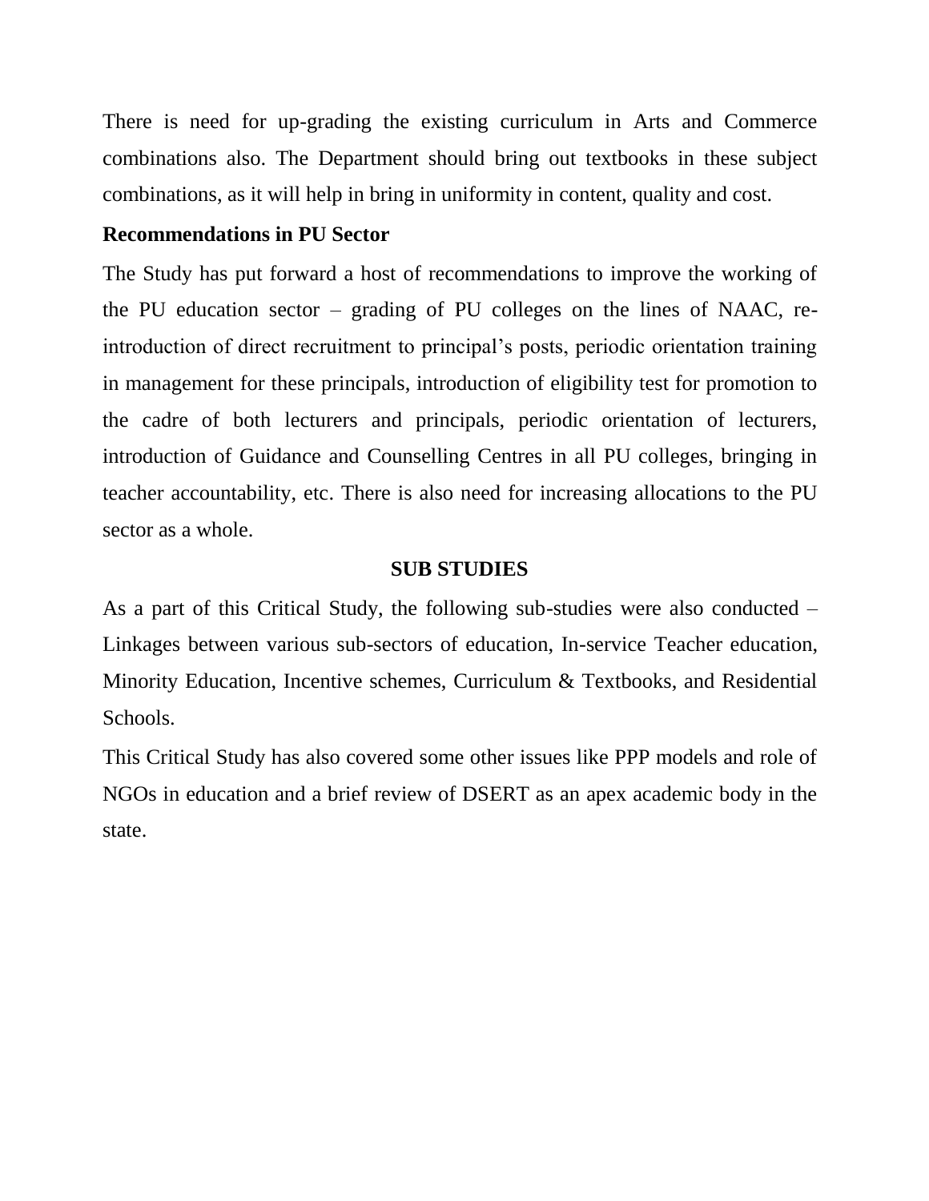There is need for up-grading the existing curriculum in Arts and Commerce combinations also. The Department should bring out textbooks in these subject combinations, as it will help in bring in uniformity in content, quality and cost.

**Recommendations in PU Sector**

The Study has put forward a host of recommendations to improve the working of the PU education sector – grading of PU colleges on the lines of NAAC, re-introduction of direct recruitment to principal's posts, periodic orientation training in management for these principals, introduction of eligibility test for promotion to the cadre of both lecturers and principals, periodic orientation of lecturers, introduction of Guidance and Counselling Centres in all PU colleges, bringing in teacher accountability, etc. There is also need for increasing allocations to the PU sector as a whole.

## SUB STUDIES

As a part of this Critical Study, the following sub-studies were also conducted – Linkages between various sub-sectors of education, In-service Teacher education, Minority Education, Incentive schemes, Curriculum & Textbooks, and Residential Schools.

This Critical Study has also covered some other issues like PPP models and role of NGOs in education and a brief review of DSERT as an apex academic body in the state.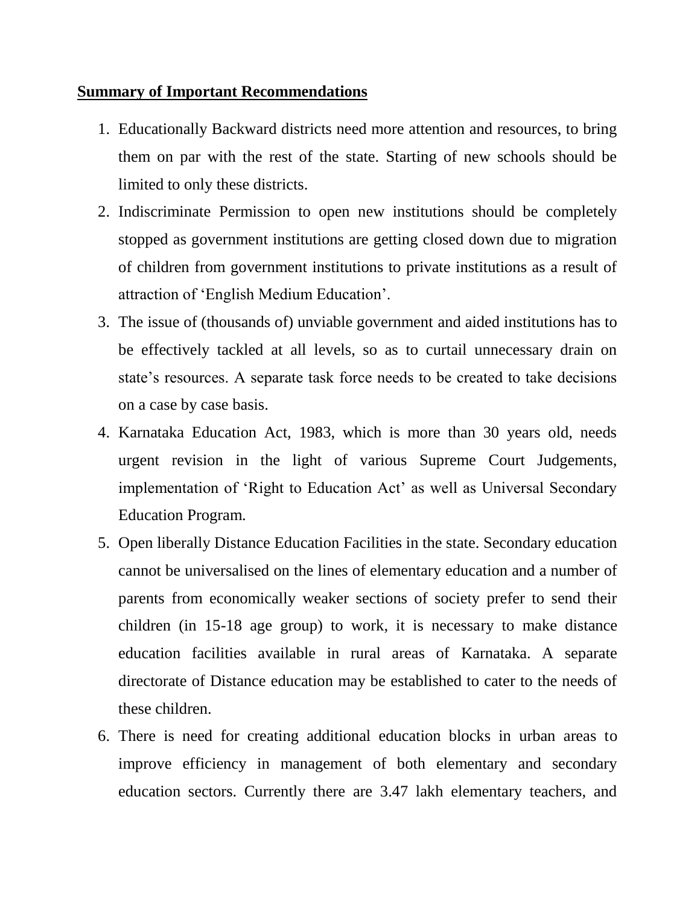**Summary of Important Recommendations**

1. Educationally Backward districts need more attention and resources, to bring them on par with the rest of the state. Starting of new schools should be limited to only these districts.
2. Indiscriminate Permission to open new institutions should be completely stopped as government institutions are getting closed down due to migration of children from government institutions to private institutions as a result of attraction of 'English Medium Education'.
3. The issue of (thousands of) unviable government and aided institutions has to be effectively tackled at all levels, so as to curtail unnecessary drain on state's resources. A separate task force needs to be created to take decisions on a case by case basis.
4. Karnataka Education Act, 1983, which is more than 30 years old, needs urgent revision in the light of various Supreme Court Judgements, implementation of 'Right to Education Act' as well as Universal Secondary Education Program.
5. Open liberally Distance Education Facilities in the state. Secondary education cannot be universalised on the lines of elementary education and a number of parents from economically weaker sections of society prefer to send their children (in 15-18 age group) to work, it is necessary to make distance education facilities available in rural areas of Karnataka. A separate directorate of Distance education may be established to cater to the needs of these children.
6. There is need for creating additional education blocks in urban areas to improve efficiency in management of both elementary and secondary education sectors. Currently there are 3.47 lakh elementary teachers, and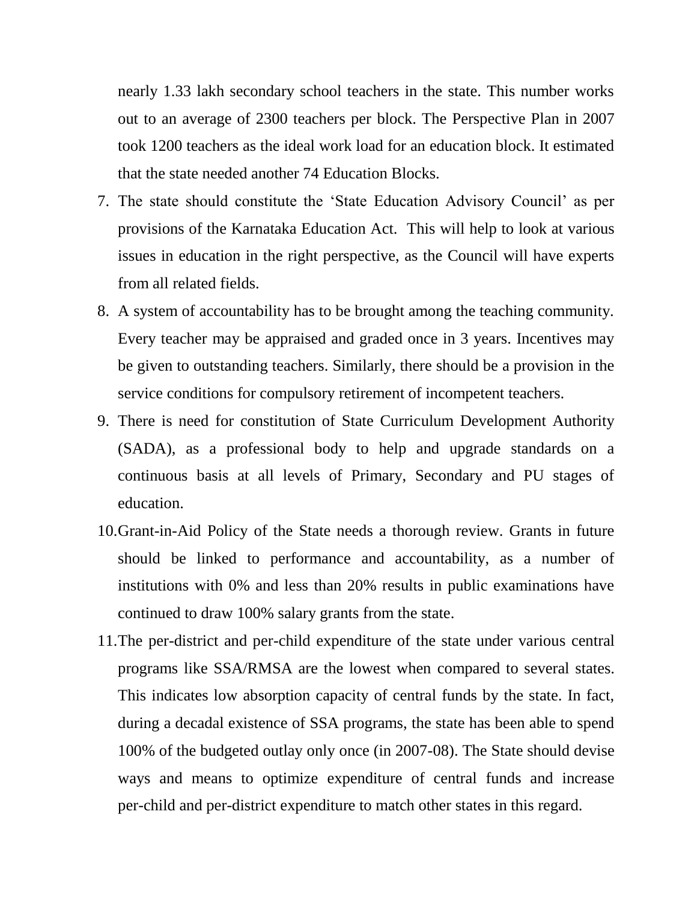nearly 1.33 lakh secondary school teachers in the state. This number works out to an average of 2300 teachers per block. The Perspective Plan in 2007 took 1200 teachers as the ideal work load for an education block. It estimated that the state needed another 74 Education Blocks.

7. The state should constitute the 'State Education Advisory Council' as per provisions of the Karnataka Education Act. This will help to look at various issues in education in the right perspective, as the Council will have experts from all related fields.
8. A system of accountability has to be brought among the teaching community. Every teacher may be appraised and graded once in 3 years. Incentives may be given to outstanding teachers. Similarly, there should be a provision in the service conditions for compulsory retirement of incompetent teachers.
9. There is need for constitution of State Curriculum Development Authority (SADA), as a professional body to help and upgrade standards on a continuous basis at all levels of Primary, Secondary and PU stages of education.
10. Grant-in-Aid Policy of the State needs a thorough review. Grants in future should be linked to performance and accountability, as a number of institutions with 0% and less than 20% results in public examinations have continued to draw 100% salary grants from the state.
11. The per-district and per-child expenditure of the state under various central programs like SSA/RMSA are the lowest when compared to several states. This indicates low absorption capacity of central funds by the state. In fact, during a decadal existence of SSA programs, the state has been able to spend 100% of the budgeted outlay only once (in 2007-08). The State should devise ways and means to optimize expenditure of central funds and increase per-child and per-district expenditure to match other states in this regard.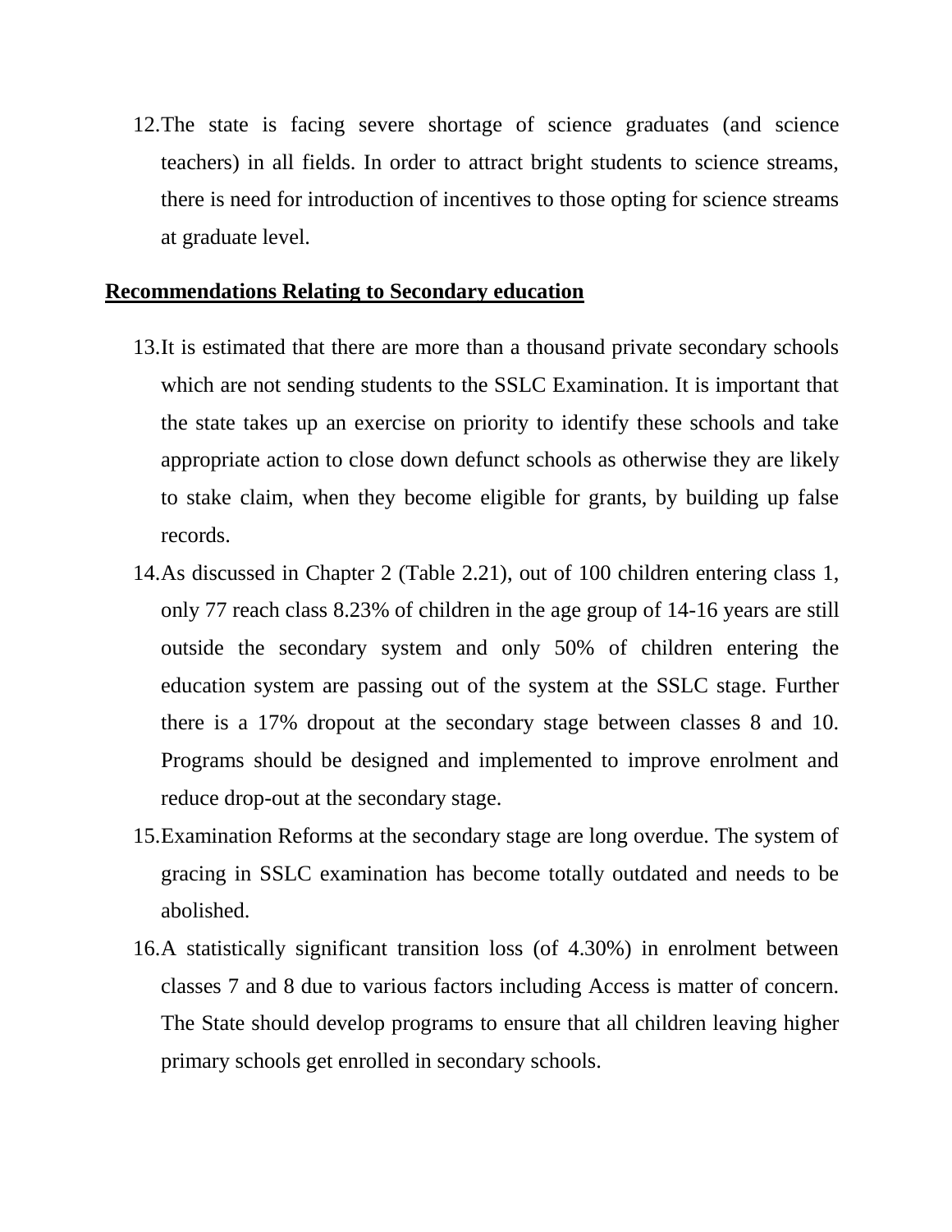12. The state is facing severe shortage of science graduates (and science teachers) in all fields. In order to attract bright students to science streams, there is need for introduction of incentives to those opting for science streams at graduate level.

**Recommendations Relating to Secondary education**

13. It is estimated that there are more than a thousand private secondary schools which are not sending students to the SSLC Examination. It is important that the state takes up an exercise on priority to identify these schools and take appropriate action to close down defunct schools as otherwise they are likely to stake claim, when they become eligible for grants, by building up false records.
14. As discussed in Chapter 2 (Table 2.21), out of 100 children entering class 1, only 77 reach class 8.23% of children in the age group of 14-16 years are still outside the secondary system and only 50% of children entering the education system are passing out of the system at the SSLC stage. Further there is a 17% dropout at the secondary stage between classes 8 and 10. Programs should be designed and implemented to improve enrolment and reduce drop-out at the secondary stage.
15. Examination Reforms at the secondary stage are long overdue. The system of gracing in SSLC examination has become totally outdated and needs to be abolished.
16. A statistically significant transition loss (of 4.30%) in enrolment between classes 7 and 8 due to various factors including Access is matter of concern. The State should develop programs to ensure that all children leaving higher primary schools get enrolled in secondary schools.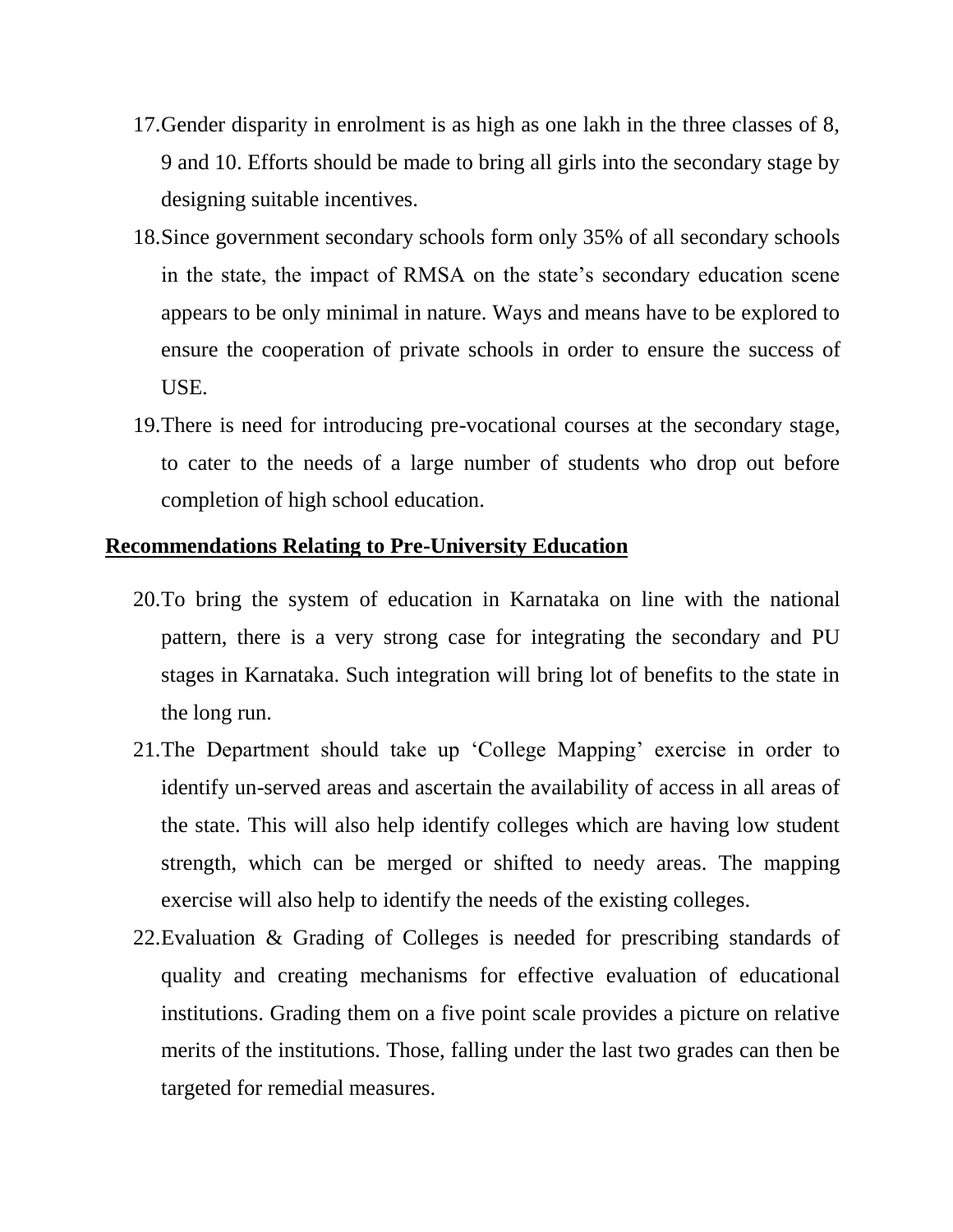17. Gender disparity in enrolment is as high as one lakh in the three classes of 8, 9 and 10. Efforts should be made to bring all girls into the secondary stage by designing suitable incentives.
18. Since government secondary schools form only 35% of all secondary schools in the state, the impact of RMSA on the state's secondary education scene appears to be only minimal in nature. Ways and means have to be explored to ensure the cooperation of private schools in order to ensure the success of USE.
19. There is need for introducing pre-vocational courses at the secondary stage, to cater to the needs of a large number of students who drop out before completion of high school education.

## Recommendations Relating to Pre-University Education

20. To bring the system of education in Karnataka on line with the national pattern, there is a very strong case for integrating the secondary and PU stages in Karnataka. Such integration will bring lot of benefits to the state in the long run.
21. The Department should take up 'College Mapping' exercise in order to identify un-served areas and ascertain the availability of access in all areas of the state. This will also help identify colleges which are having low student strength, which can be merged or shifted to needy areas. The mapping exercise will also help to identify the needs of the existing colleges.
22. Evaluation & Grading of Colleges is needed for prescribing standards of quality and creating mechanisms for effective evaluation of educational institutions. Grading them on a five point scale provides a picture on relative merits of the institutions. Those, falling under the last two grades can then be targeted for remedial measures.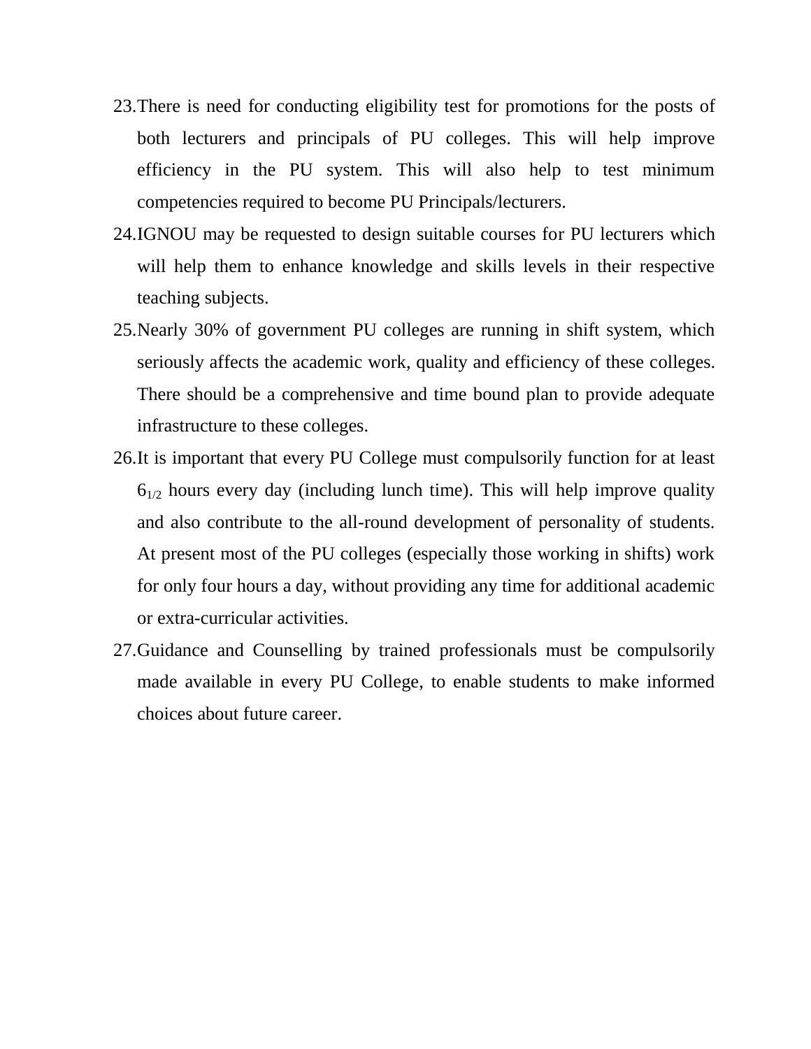23. There is need for conducting eligibility test for promotions for the posts of both lecturers and principals of PU colleges. This will help improve efficiency in the PU system. This will also help to test minimum competencies required to become PU Principals/lecturers.
24. IGNOU may be requested to design suitable courses for PU lecturers which will help them to enhance knowledge and skills levels in their respective teaching subjects.
25. Nearly 30% of government PU colleges are running in shift system, which seriously affects the academic work, quality and efficiency of these colleges. There should be a comprehensive and time bound plan to provide adequate infrastructure to these colleges.
26. It is important that every PU College must compulsorily function for at least $6_{1/2}$ hours every day (including lunch time). This will help improve quality and also contribute to the all-round development of personality of students. At present most of the PU colleges (especially those working in shifts) work for only four hours a day, without providing any time for additional academic or extra-curricular activities.
27. Guidance and Counselling by trained professionals must be compulsorily made available in every PU College, to enable students to make informed choices about future career.